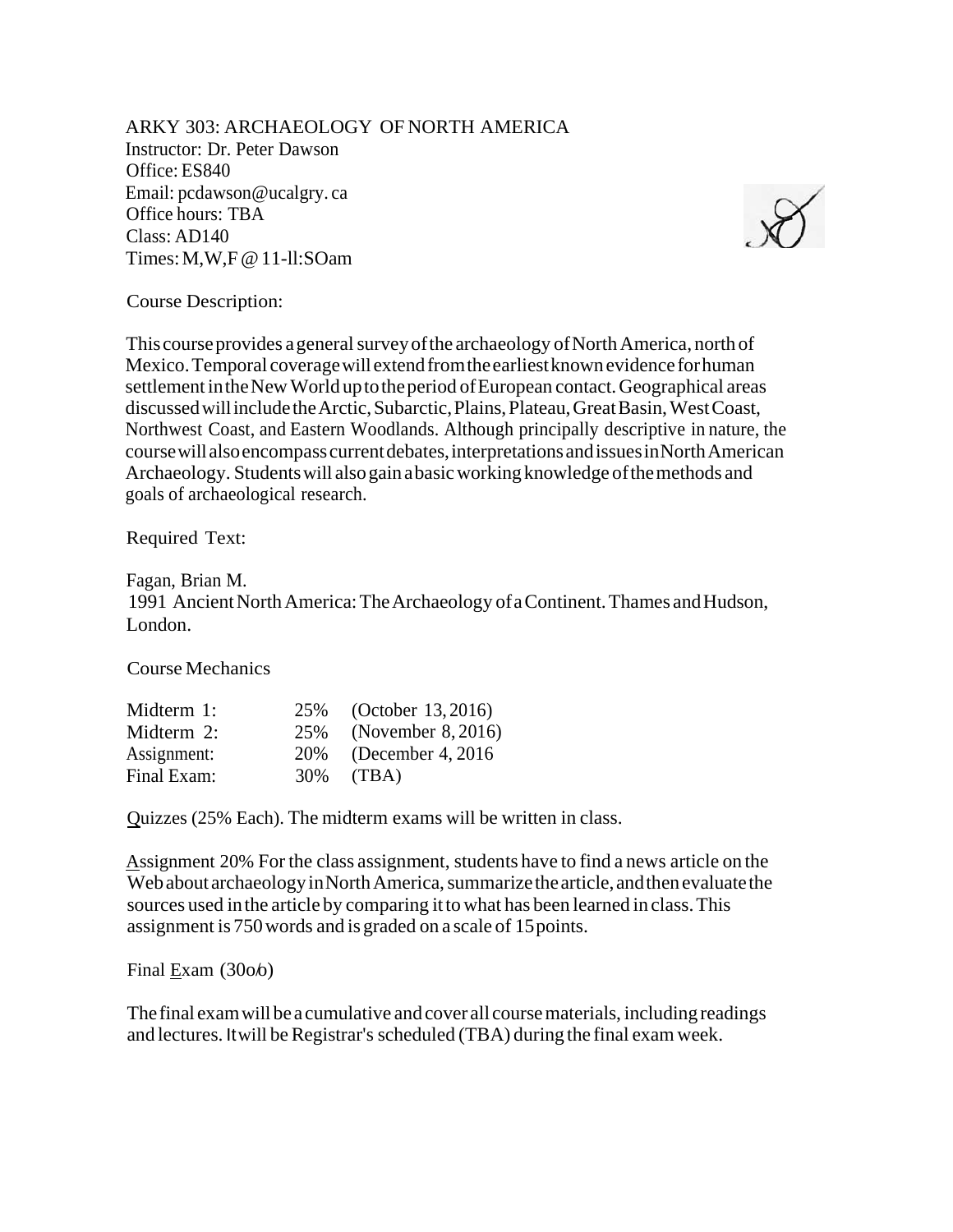ARKY 303: ARCHAEOLOGY OF NORTH AMERICA
Instructor: Dr. Peter Dawson
Office: ES840
Email: pcdawson@ucalgry. ca
Office hours: TBA
Class: AD140
Times: M,W,F @ 11-ll:SOam

Course Description:

This course provides a general survey of the archaeology of North America, north of Mexico. Temporal coverage will extend from the earliest known evidence for human settlement in the New World up to the period of European contact. Geographical areas discussed will include the Arctic, Subarctic, Plains, Plateau, Great Basin, West Coast, Northwest Coast, and Eastern Woodlands. Although principally descriptive in nature, the course will also encompass current debates, interpretations and issues in North American Archaeology. Students will also gain a basic working knowledge of the methods and goals of archaeological research.

Required Text:

Fagan, Brian M.
1991 Ancient North America: The Archaeology of a Continent. Thames and Hudson, London.

Course Mechanics

| | | |
|---|---|---|
| Midterm 1: | 25% | (October 13, 2016) |
| Midterm 2: | 25% | (November 8, 2016) |
| Assignment: | 20% | (December 4, 2016 |
| Final Exam: | 30% | (TBA) |

Quizzes (25% Each). The midterm exams will be written in class.

Assignment 20% For the class assignment, students have to find a news article on the Web about archaeology in North America, summarize the article, and then evaluate the sources used in the article by comparing it to what has been learned in class. This assignment is 750 words and is graded on a scale of 15 points.

Final Exam (30o/o)

The final exam will be a cumulative and cover all course materials, including readings and lectures. It will be Registrar's scheduled (TBA) during the final exam week.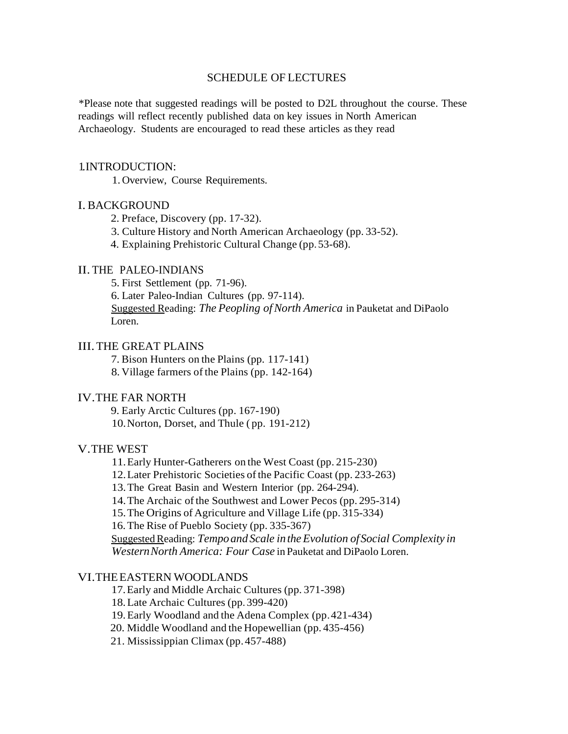# SCHEDULE OF LECTURES

*Please note that suggested readings will be posted to D2L throughout the course. These readings will reflect recently published data on key issues in North American Archaeology. Students are encouraged to read these articles as they read

## 1.INTRODUCTION:

1. Overview, Course Requirements.

## I. BACKGROUND

2. Preface, Discovery (pp. 17-32).
3. Culture History and North American Archaeology (pp. 33-52).
4. Explaining Prehistoric Cultural Change (pp. 53-68).

## II. THE PALEO-INDIANS

5. First Settlement (pp. 71-96).
6. Later Paleo-Indian Cultures (pp. 97-114).

Suggested Reading: *The Peopling of North America* in Pauketat and DiPaolo Loren.

## III. THE GREAT PLAINS

7. Bison Hunters on the Plains (pp. 117-141)
8. Village farmers of the Plains (pp. 142-164)

## IV. THE FAR NORTH

9. Early Arctic Cultures (pp. 167-190)
10. Norton, Dorset, and Thule ( pp. 191-212)

## V. THE WEST

11. Early Hunter-Gatherers on the West Coast (pp. 215-230)
12. Later Prehistoric Societies of the Pacific Coast (pp. 233-263)
13. The Great Basin and Western Interior (pp. 264-294).
14. The Archaic of the Southwest and Lower Pecos (pp. 295-314)
15. The Origins of Agriculture and Village Life (pp. 315-334)
16. The Rise of Pueblo Society (pp. 335-367)

Suggested Reading: *Tempo and Scale in the Evolution of Social Complexity in Western North America: Four Case* in Pauketat and DiPaolo Loren.

## VI. THE EASTERN WOODLANDS

17. Early and Middle Archaic Cultures (pp. 371-398)
18. Late Archaic Cultures (pp. 399-420)
19. Early Woodland and the Adena Complex (pp. 421-434)
20. Middle Woodland and the Hopewellian (pp. 435-456)
21. Mississippian Climax (pp. 457-488)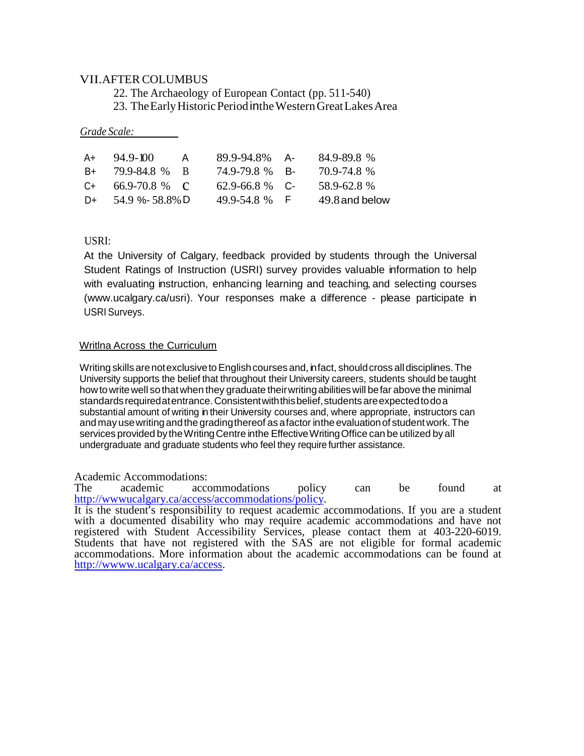VII. AFTER COLUMBUS

22. The Archaeology of European Contact (pp. 511-540)
23. The Early Historic Period in the Western Great Lakes Area

*Grade Scale:*

| | | | | | |
|---|---|---|---|---|---|
| A+ | 94.9-100 | A | 89.9-94.8% | A- | 84.9-89.8 % |
| B+ | 79.9-84.8 % | B | 74.9-79.8 % | B- | 70.9-74.8 % |
| C+ | 66.9-70.8 % | C | 62.9-66.8 % | C- | 58.9-62.8 % |
| D+ | 54.9 %- 58.8% | D | 49.9-54.8 % | F | 49.8 and below |

USRI:

At the University of Calgary, feedback provided by students through the Universal Student Ratings of Instruction (USRI) survey provides valuable information to help with evaluating instruction, enhancing learning and teaching, and selecting courses (www.ucalgary.ca/usri). Your responses make a difference - please participate in USRI Surveys.

Writlna Across the Curriculum

Writing skills are not exclusive to English courses and, in fact, should cross all disciplines. The University supports the belief that throughout their University careers, students should be taught how to write well so that when they graduate their writing abilities will be far above the minimal standards required at entrance. Consistent with this belief, students are expected to do a substantial amount of writing in their University courses and, where appropriate, instructors can and may use writing and the grading thereof as a factor in the evaluation of student work. The services provided by the Writing Centre in the Effective Writing Office can be utilized by all undergraduate and graduate students who feel they require further assistance.

Academic Accommodations:
The academic accommodations policy can be found at http://wwwucalgary.ca/access/accommodations/policy.
It is the student's responsibility to request academic accommodations. If you are a student with a documented disability who may require academic accommodations and have not registered with Student Accessibility Services, please contact them at 403-220-6019. Students that have not registered with the SAS are not eligible for formal academic accommodations. More information about the academic accommodations can be found at http://wwww.ucalgary.ca/access.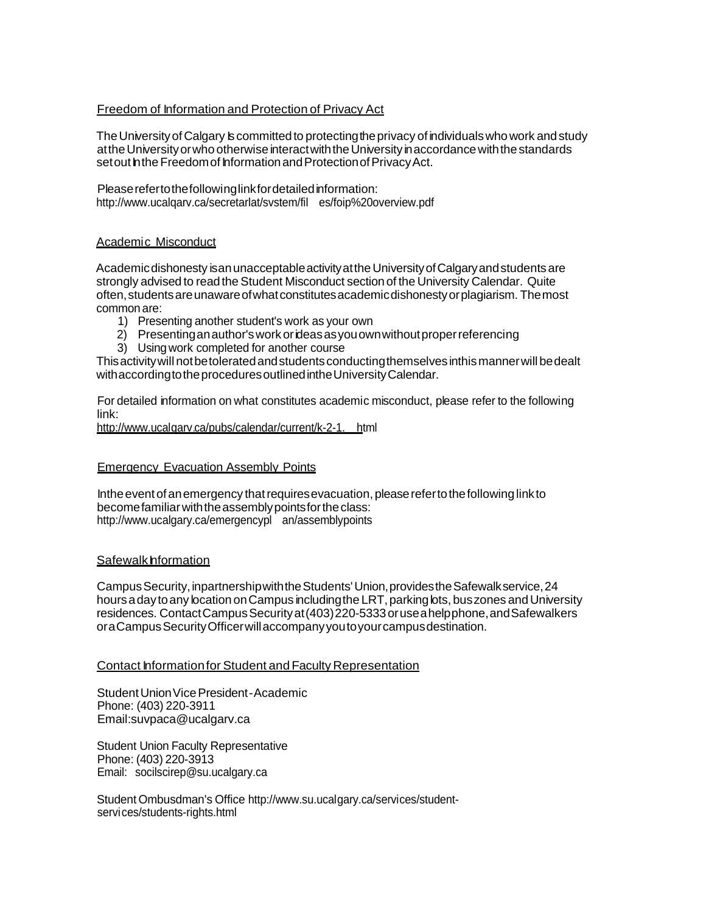Freedom of Information and Protection of Privacy Act

The University of Calgary is committed to protecting the privacy of individuals who work and study at the University or who otherwise interact with the University in accordance with the standards set out in the Freedom of Information and Protection of Privacy Act.

Please refer to the following link for detailed information:
http://www.ucalqarv.ca/secretarlat/svstem/fil es/foip%20overview.pdf

Academic Misconduct

Academic dishonesty is an unacceptable activity at the University of Calgary and students are strongly advised to read the Student Misconduct section of the University Calendar. Quite often, students are unaware of what constitutes academic dishonesty or plagiarism. The most common are:

1) Presenting another student's work as your own
2) Presenting an author's work or ideas as you own without proper referencing
3) Using work completed for another course

This activity will not be tolerated and students conducting themselves in this manner will be dealt with according to the procedures outlined in the University Calendar.

For detailed information on what constitutes academic misconduct, please refer to the following link:
http://www.ucalgarv.ca/pubs/calendar/current/k-2-1. html

Emergency Evacuation Assembly Points

In the event of an emergency that requires evacuation, please refer to the following link to become familiar with the assembly points for the class:
http://www.ucalgary.ca/emergencypl an/assemblypoints

Safewalk Information

Campus Security, in partnership with the Students' Union, provides the Safewalk service, 24 hours a day to any location on Campus including the LRT, parking lots, bus zones and University residences. Contact Campus Security at (403) 220-5333 or use a help phone, and Safewalkers or a Campus Security Officer will accompany you to your campus destination.

Contact Information for Student and Faculty Representation

Student Union Vice President - Academic
Phone: (403) 220-3911
Email:suvpaca@ucalgarv.ca

Student Union Faculty Representative
Phone: (403) 220-3913
Email: socilscirep@su.ucalgary.ca

Student Ombusdman's Office http://www.su.ucalgary.ca/services/student-services/students-rights.html